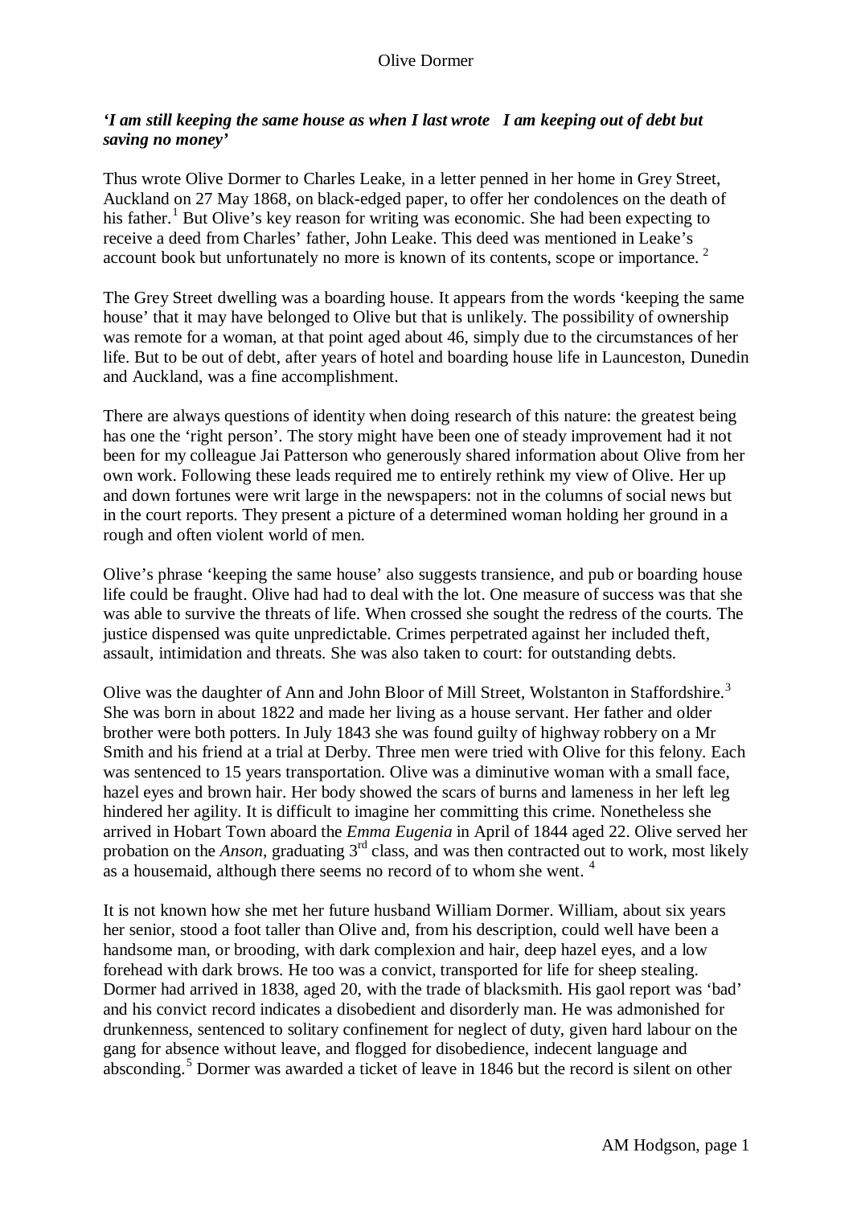# Olive Dormer

***'I am still keeping the same house as when I last wrote   I am keeping out of debt but saving no money'***

Thus wrote Olive Dormer to Charles Leake, in a letter penned in her home in Grey Street, Auckland on 27 May 1868, on black-edged paper, to offer her condolences on the death of his father.[1] But Olive's key reason for writing was economic. She had been expecting to receive a deed from Charles' father, John Leake. This deed was mentioned in Leake's account book but unfortunately no more is known of its contents, scope or importance. [2]

The Grey Street dwelling was a boarding house. It appears from the words 'keeping the same house' that it may have belonged to Olive but that is unlikely. The possibility of ownership was remote for a woman, at that point aged about 46, simply due to the circumstances of her life. But to be out of debt, after years of hotel and boarding house life in Launceston, Dunedin and Auckland, was a fine accomplishment.

There are always questions of identity when doing research of this nature: the greatest being has one the 'right person'. The story might have been one of steady improvement had it not been for my colleague Jai Patterson who generously shared information about Olive from her own work. Following these leads required me to entirely rethink my view of Olive. Her up and down fortunes were writ large in the newspapers: not in the columns of social news but in the court reports. They present a picture of a determined woman holding her ground in a rough and often violent world of men.

Olive's phrase 'keeping the same house' also suggests transience, and pub or boarding house life could be fraught. Olive had had to deal with the lot. One measure of success was that she was able to survive the threats of life. When crossed she sought the redress of the courts. The justice dispensed was quite unpredictable. Crimes perpetrated against her included theft, assault, intimidation and threats. She was also taken to court: for outstanding debts.

Olive was the daughter of Ann and John Bloor of Mill Street, Wolstanton in Staffordshire.[3] She was born in about 1822 and made her living as a house servant. Her father and older brother were both potters. In July 1843 she was found guilty of highway robbery on a Mr Smith and his friend at a trial at Derby. Three men were tried with Olive for this felony. Each was sentenced to 15 years transportation. Olive was a diminutive woman with a small face, hazel eyes and brown hair. Her body showed the scars of burns and lameness in her left leg hindered her agility. It is difficult to imagine her committing this crime. Nonetheless she arrived in Hobart Town aboard the *Emma Eugenia* in April of 1844 aged 22. Olive served her probation on the *Anson*, graduating 3rd class, and was then contracted out to work, most likely as a housemaid, although there seems no record of to whom she went. [4]

It is not known how she met her future husband William Dormer. William, about six years her senior, stood a foot taller than Olive and, from his description, could well have been a handsome man, or brooding, with dark complexion and hair, deep hazel eyes, and a low forehead with dark brows. He too was a convict, transported for life for sheep stealing. Dormer had arrived in 1838, aged 20, with the trade of blacksmith. His gaol report was 'bad' and his convict record indicates a disobedient and disorderly man. He was admonished for drunkenness, sentenced to solitary confinement for neglect of duty, given hard labour on the gang for absence without leave, and flogged for disobedience, indecent language and absconding.[5] Dormer was awarded a ticket of leave in 1846 but the record is silent on other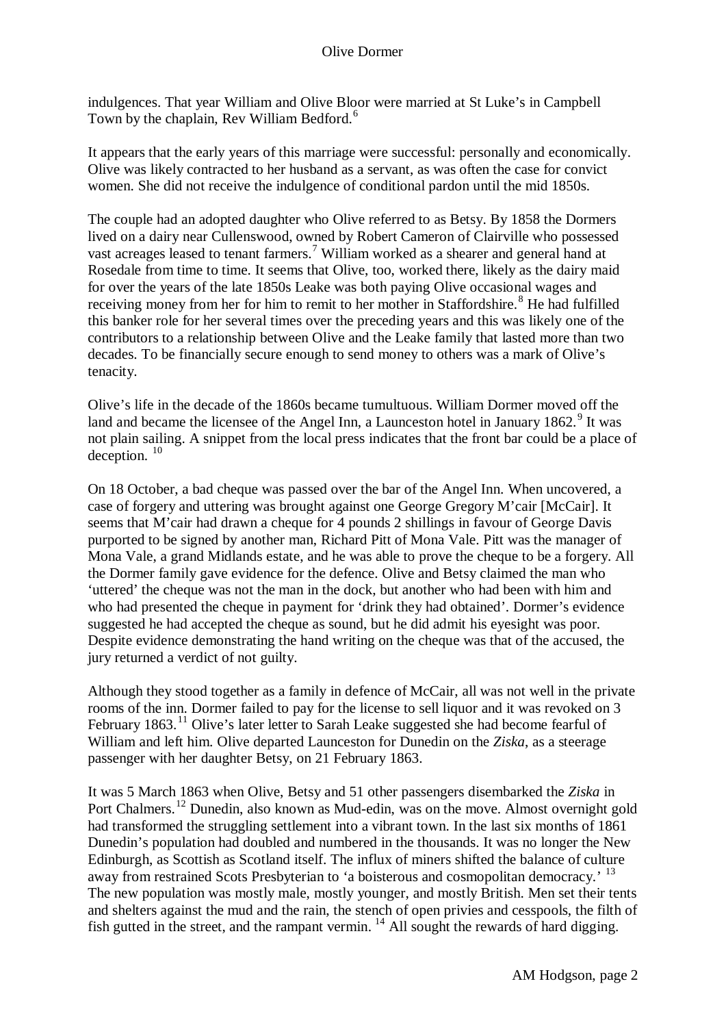indulgences. That year William and Olive Bloor were married at St Luke's in Campbell Town by the chaplain, Rev William Bedford.[6]

It appears that the early years of this marriage were successful: personally and economically. Olive was likely contracted to her husband as a servant, as was often the case for convict women. She did not receive the indulgence of conditional pardon until the mid 1850s.

The couple had an adopted daughter who Olive referred to as Betsy. By 1858 the Dormers lived on a dairy near Cullenswood, owned by Robert Cameron of Clairville who possessed vast acreages leased to tenant farmers.[7] William worked as a shearer and general hand at Rosedale from time to time. It seems that Olive, too, worked there, likely as the dairy maid for over the years of the late 1850s Leake was both paying Olive occasional wages and receiving money from her for him to remit to her mother in Staffordshire.[8] He had fulfilled this banker role for her several times over the preceding years and this was likely one of the contributors to a relationship between Olive and the Leake family that lasted more than two decades. To be financially secure enough to send money to others was a mark of Olive's tenacity.

Olive's life in the decade of the 1860s became tumultuous. William Dormer moved off the land and became the licensee of the Angel Inn, a Launceston hotel in January 1862.[9] It was not plain sailing. A snippet from the local press indicates that the front bar could be a place of deception. [10]

On 18 October, a bad cheque was passed over the bar of the Angel Inn. When uncovered, a case of forgery and uttering was brought against one George Gregory M'cair [McCair]. It seems that M'cair had drawn a cheque for 4 pounds 2 shillings in favour of George Davis purported to be signed by another man, Richard Pitt of Mona Vale. Pitt was the manager of Mona Vale, a grand Midlands estate, and he was able to prove the cheque to be a forgery. All the Dormer family gave evidence for the defence. Olive and Betsy claimed the man who 'uttered' the cheque was not the man in the dock, but another who had been with him and who had presented the cheque in payment for 'drink they had obtained'. Dormer's evidence suggested he had accepted the cheque as sound, but he did admit his eyesight was poor. Despite evidence demonstrating the hand writing on the cheque was that of the accused, the jury returned a verdict of not guilty.

Although they stood together as a family in defence of McCair, all was not well in the private rooms of the inn. Dormer failed to pay for the license to sell liquor and it was revoked on 3 February 1863.[11] Olive's later letter to Sarah Leake suggested she had become fearful of William and left him. Olive departed Launceston for Dunedin on the *Ziska*, as a steerage passenger with her daughter Betsy, on 21 February 1863.

It was 5 March 1863 when Olive, Betsy and 51 other passengers disembarked the *Ziska* in Port Chalmers.[12] Dunedin, also known as Mud-edin, was on the move. Almost overnight gold had transformed the struggling settlement into a vibrant town. In the last six months of 1861 Dunedin's population had doubled and numbered in the thousands. It was no longer the New Edinburgh, as Scottish as Scotland itself. The influx of miners shifted the balance of culture away from restrained Scots Presbyterian to 'a boisterous and cosmopolitan democracy.' [13] The new population was mostly male, mostly younger, and mostly British. Men set their tents and shelters against the mud and the rain, the stench of open privies and cesspools, the filth of fish gutted in the street, and the rampant vermin. [14] All sought the rewards of hard digging.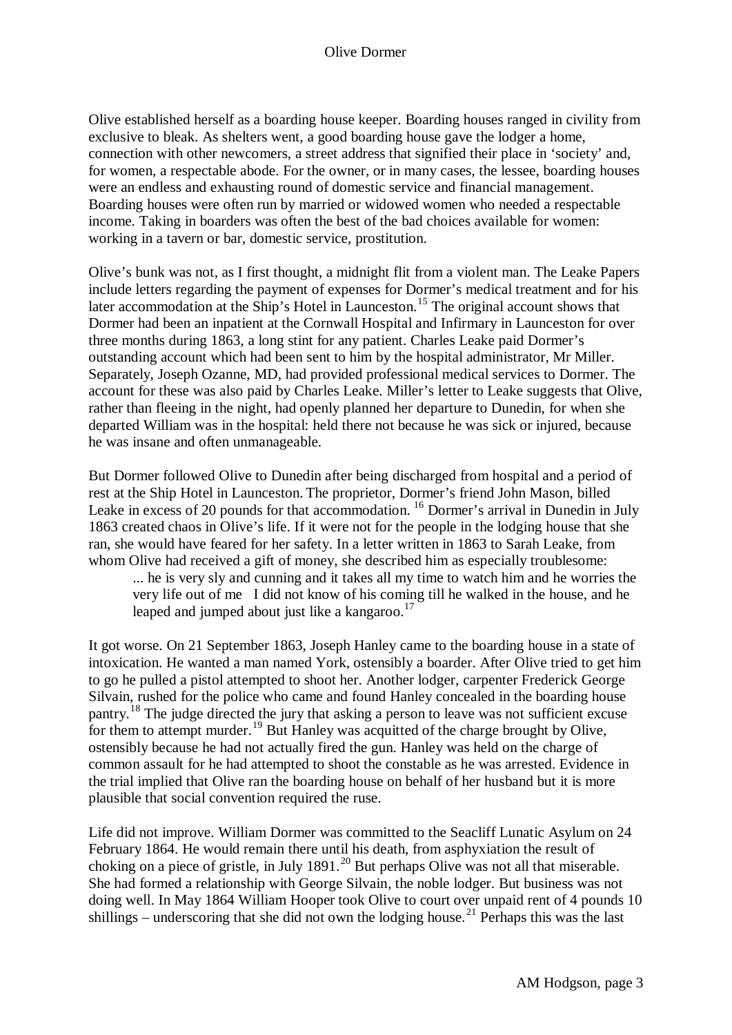Olive established herself as a boarding house keeper. Boarding houses ranged in civility from exclusive to bleak. As shelters went, a good boarding house gave the lodger a home, connection with other newcomers, a street address that signified their place in 'society' and, for women, a respectable abode. For the owner, or in many cases, the lessee, boarding houses were an endless and exhausting round of domestic service and financial management. Boarding houses were often run by married or widowed women who needed a respectable income. Taking in boarders was often the best of the bad choices available for women: working in a tavern or bar, domestic service, prostitution.

Olive's bunk was not, as I first thought, a midnight flit from a violent man. The Leake Papers include letters regarding the payment of expenses for Dormer's medical treatment and for his later accommodation at the Ship's Hotel in Launceston.[15] The original account shows that Dormer had been an inpatient at the Cornwall Hospital and Infirmary in Launceston for over three months during 1863, a long stint for any patient. Charles Leake paid Dormer's outstanding account which had been sent to him by the hospital administrator, Mr Miller. Separately, Joseph Ozanne, MD, had provided professional medical services to Dormer. The account for these was also paid by Charles Leake. Miller's letter to Leake suggests that Olive, rather than fleeing in the night, had openly planned her departure to Dunedin, for when she departed William was in the hospital: held there not because he was sick or injured, because he was insane and often unmanageable.

But Dormer followed Olive to Dunedin after being discharged from hospital and a period of rest at the Ship Hotel in Launceston. The proprietor, Dormer's friend John Mason, billed Leake in excess of 20 pounds for that accommodation.[16] Dormer's arrival in Dunedin in July 1863 created chaos in Olive's life. If it were not for the people in the lodging house that she ran, she would have feared for her safety. In a letter written in 1863 to Sarah Leake, from whom Olive had received a gift of money, she described him as especially troublesome:

> ... he is very sly and cunning and it takes all my time to watch him and he worries the very life out of me I did not know of his coming till he walked in the house, and he leaped and jumped about just like a kangaroo.[17]

It got worse. On 21 September 1863, Joseph Hanley came to the boarding house in a state of intoxication. He wanted a man named York, ostensibly a boarder. After Olive tried to get him to go he pulled a pistol attempted to shoot her. Another lodger, carpenter Frederick George Silvain, rushed for the police who came and found Hanley concealed in the boarding house pantry.[18] The judge directed the jury that asking a person to leave was not sufficient excuse for them to attempt murder.[19] But Hanley was acquitted of the charge brought by Olive, ostensibly because he had not actually fired the gun. Hanley was held on the charge of common assault for he had attempted to shoot the constable as he was arrested. Evidence in the trial implied that Olive ran the boarding house on behalf of her husband but it is more plausible that social convention required the ruse.

Life did not improve. William Dormer was committed to the Seacliff Lunatic Asylum on 24 February 1864. He would remain there until his death, from asphyxiation the result of choking on a piece of gristle, in July 1891.[20] But perhaps Olive was not all that miserable. She had formed a relationship with George Silvain, the noble lodger. But business was not doing well. In May 1864 William Hooper took Olive to court over unpaid rent of 4 pounds 10 shillings – underscoring that she did not own the lodging house.[21] Perhaps this was the last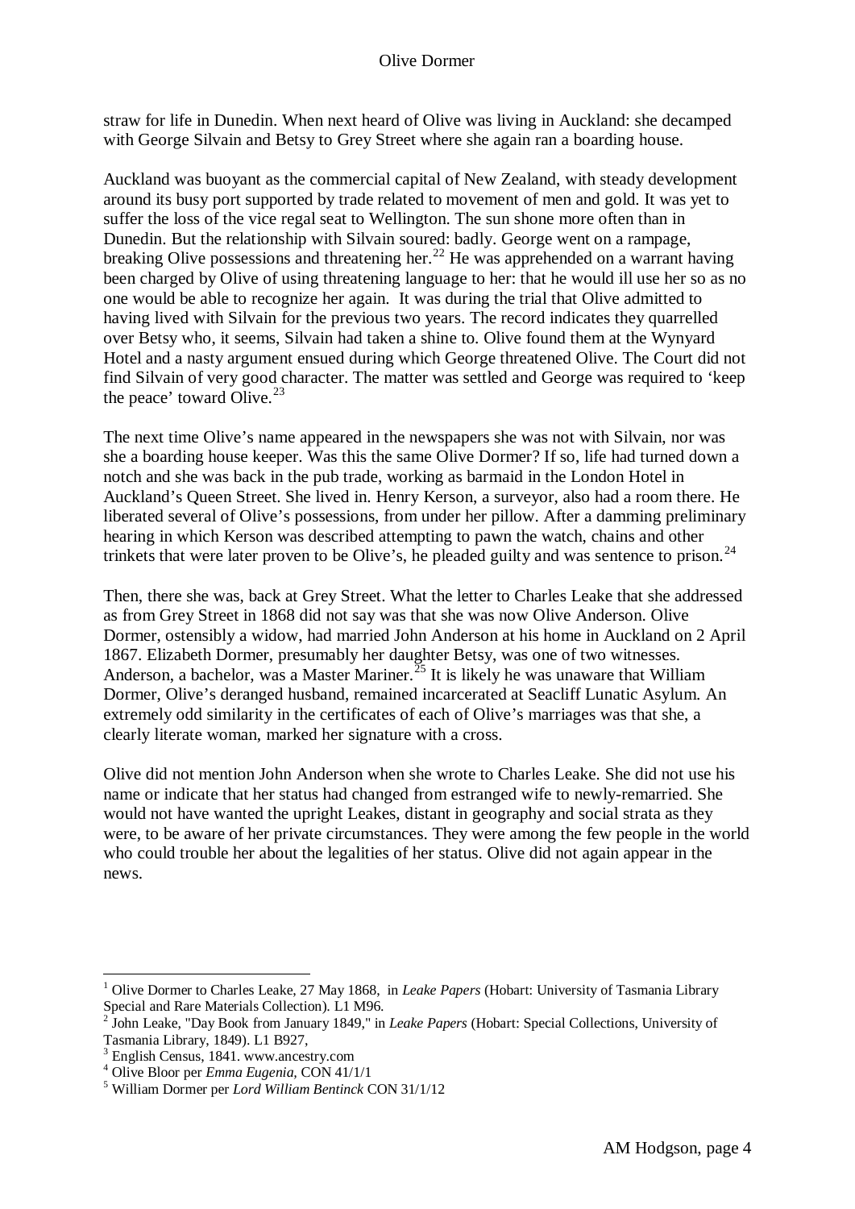straw for life in Dunedin. When next heard of Olive was living in Auckland: she decamped with George Silvain and Betsy to Grey Street where she again ran a boarding house.

Auckland was buoyant as the commercial capital of New Zealand, with steady development around its busy port supported by trade related to movement of men and gold. It was yet to suffer the loss of the vice regal seat to Wellington. The sun shone more often than in Dunedin. But the relationship with Silvain soured: badly. George went on a rampage, breaking Olive possessions and threatening her.[22] He was apprehended on a warrant having been charged by Olive of using threatening language to her: that he would ill use her so as no one would be able to recognize her again. It was during the trial that Olive admitted to having lived with Silvain for the previous two years. The record indicates they quarrelled over Betsy who, it seems, Silvain had taken a shine to. Olive found them at the Wynyard Hotel and a nasty argument ensued during which George threatened Olive. The Court did not find Silvain of very good character. The matter was settled and George was required to 'keep the peace' toward Olive.[23]

The next time Olive's name appeared in the newspapers she was not with Silvain, nor was she a boarding house keeper. Was this the same Olive Dormer? If so, life had turned down a notch and she was back in the pub trade, working as barmaid in the London Hotel in Auckland's Queen Street. She lived in. Henry Kerson, a surveyor, also had a room there. He liberated several of Olive's possessions, from under her pillow. After a damming preliminary hearing in which Kerson was described attempting to pawn the watch, chains and other trinkets that were later proven to be Olive's, he pleaded guilty and was sentence to prison.[24]

Then, there she was, back at Grey Street. What the letter to Charles Leake that she addressed as from Grey Street in 1868 did not say was that she was now Olive Anderson. Olive Dormer, ostensibly a widow, had married John Anderson at his home in Auckland on 2 April 1867. Elizabeth Dormer, presumably her daughter Betsy, was one of two witnesses. Anderson, a bachelor, was a Master Mariner.[25] It is likely he was unaware that William Dormer, Olive's deranged husband, remained incarcerated at Seacliff Lunatic Asylum. An extremely odd similarity in the certificates of each of Olive's marriages was that she, a clearly literate woman, marked her signature with a cross.

Olive did not mention John Anderson when she wrote to Charles Leake. She did not use his name or indicate that her status had changed from estranged wife to newly-remarried. She would not have wanted the upright Leakes, distant in geography and social strata as they were, to be aware of her private circumstances. They were among the few people in the world who could trouble her about the legalities of her status. Olive did not again appear in the news.

---

[1] Olive Dormer to Charles Leake, 27 May 1868, in *Leake Papers* (Hobart: University of Tasmania Library Special and Rare Materials Collection). L1 M96.

[2] John Leake, "Day Book from January 1849," in *Leake Papers* (Hobart: Special Collections, University of Tasmania Library, 1849). L1 B927,

[3] English Census, 1841. www.ancestry.com

[4] Olive Bloor per *Emma Eugenia*, CON 41/1/1

[5] William Dormer per *Lord William Bentinck* CON 31/1/12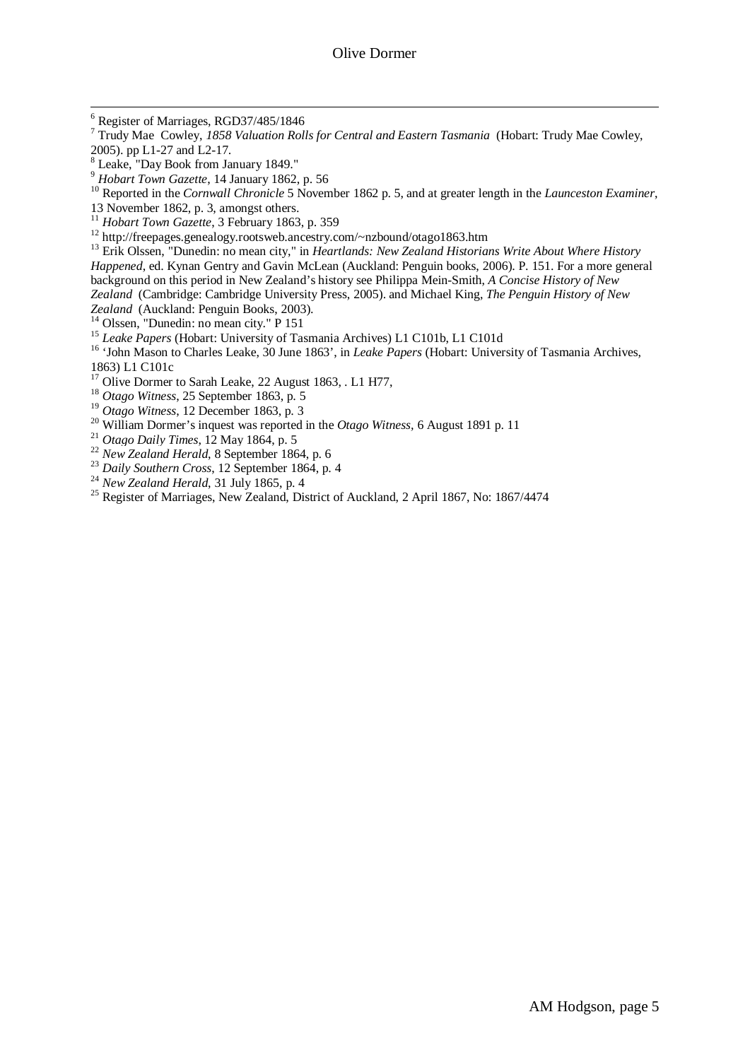[6] Register of Marriages, RGD37/485/1846

[7] Trudy Mae Cowley, *1858 Valuation Rolls for Central and Eastern Tasmania* (Hobart: Trudy Mae Cowley, 2005). pp L1-27 and L2-17.

[8] Leake, "Day Book from January 1849."

[9] *Hobart Town Gazette*, 14 January 1862, p. 56

[10] Reported in the *Cornwall Chronicle* 5 November 1862 p. 5, and at greater length in the *Launceston Examiner*, 13 November 1862, p. 3, amongst others.

[11] *Hobart Town Gazette*, 3 February 1863, p. 359

[12] http://freepages.genealogy.rootsweb.ancestry.com/~nzbound/otago1863.htm

[13] Erik Olssen, "Dunedin: no mean city," in *Heartlands: New Zealand Historians Write About Where History Happened*, ed. Kynan Gentry and Gavin McLean (Auckland: Penguin books, 2006). P. 151. For a more general background on this period in New Zealand's history see Philippa Mein-Smith, *A Concise History of New Zealand* (Cambridge: Cambridge University Press, 2005). and Michael King, *The Penguin History of New Zealand* (Auckland: Penguin Books, 2003).

[14] Olssen, "Dunedin: no mean city." P 151

[15] *Leake Papers* (Hobart: University of Tasmania Archives) L1 C101b, L1 C101d

[16] 'John Mason to Charles Leake, 30 June 1863', in *Leake Papers* (Hobart: University of Tasmania Archives, 1863) L1 C101c

[17] Olive Dormer to Sarah Leake, 22 August 1863, . L1 H77,

[18] *Otago Witness*, 25 September 1863, p. 5

[19] *Otago Witness*, 12 December 1863, p. 3

[20] William Dormer's inquest was reported in the *Otago Witness*, 6 August 1891 p. 11

[21] *Otago Daily Times*, 12 May 1864, p. 5

[22] *New Zealand Herald*, 8 September 1864, p. 6

[23] *Daily Southern Cross*, 12 September 1864, p. 4

[24] *New Zealand Herald*, 31 July 1865, p. 4

[25] Register of Marriages, New Zealand, District of Auckland, 2 April 1867, No: 1867/4474